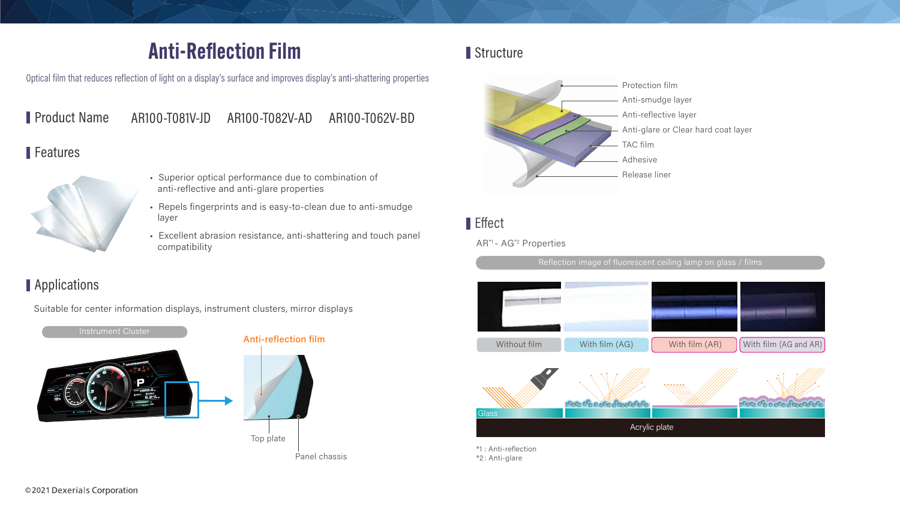# Anti-Reflection Film

Optical film that reduces reflection of light on a display's surface and improves display's anti-shattering properties

## Product Name

AR100-T081V-JD AR100-T082V-AD AR100-T062V-BD

## Features

- Superior optical performance due to combination of anti-reflective and anti-glare properties
- Repels fingerprints and is easy-to-clean due to anti-smudge layer
- Excellent abrasion resistance, anti-shattering and touch panel compatibility

## Applications

Suitable for center information displays, instrument clusters, mirror displays

Instrument Cluster

Anti-reflection film

Top plate

Panel chassis

## Structure

- Protection film
- Anti-smudge layer
- Anti-reflective layer
- Anti-glare or Clear hard coat layer
- TAC film
- Adhesive
- Release liner

## Effect

AR[*1] - AG[*2] Properties

Reflection image of fluorescent ceiling lamp on glass / films

| Without film | With film (AG) | With film (AR) | With film (AG and AR) |
|---|---|---|---|

Glass

Acrylic plate

*1 : Anti-reflection
*2 : Anti-glare

©2021 Dexerials Corporation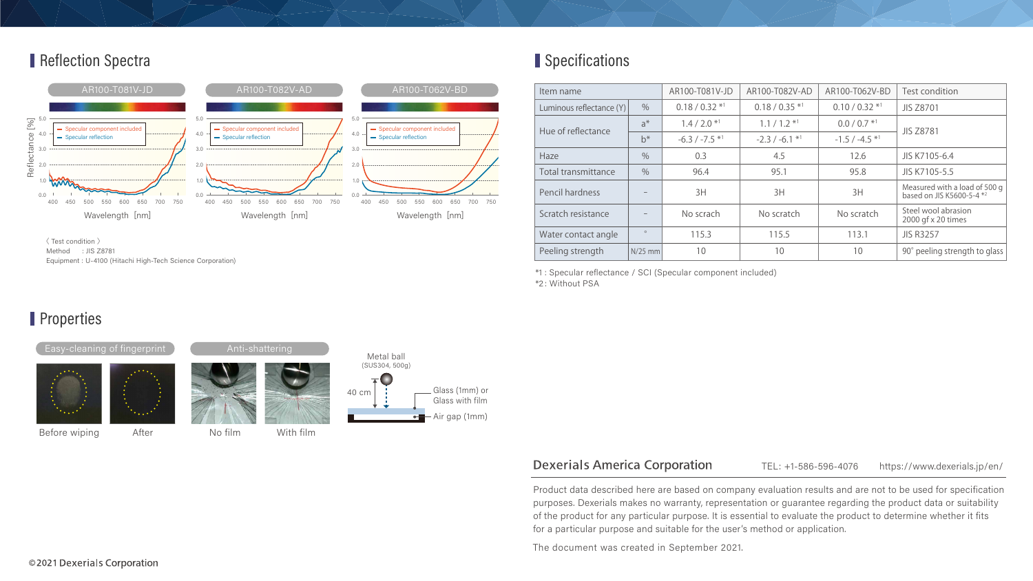## Reflection Spectra

AR100-T081V-JD

Reflectance [%]

5.0
4.0
3.0
2.0
1.0
0.0

Specular component included
Specular reflection

400 450 500 550 600 650 700 750

Wavelength [nm]

AR100-T082V-AD

5.0
4.0
3.0
2.0
1.0
0.0

Specular component included
Specular reflection

400 450 500 550 600 650 700 750

Wavelength [nm]

AR100-T062V-BD

5.0
4.0
3.0
2.0
1.0
0.0

Specular component included
Specular reflection

400 450 500 550 600 650 700 750

Wavelength [nm]

〈 Test condition 〉
Method : JIS Z8781
Equipment : U-4100 (Hitachi High-Tech Science Corporation)

## Specifications

| Item name | | AR100-T081V-JD | AR100-T082V-AD | AR100-T062V-BD | Test condition |
|---|---|---|---|---|---|
| Luminous reflectance (Y) | % | 0.18 / 0.32 *1 | 0.18 / 0.35 *1 | 0.10 / 0.32 *1 | JIS Z8701 |
| Hue of reflectance | a* | 1.4 / 2.0 *1 | 1.1 / 1.2 *1 | 0.0 / 0.7 *1 | JIS Z8781 |
| | b* | -6.3 / -7.5 *1 | -2.3 / -6.1 *1 | -1.5 / -4.5 *1 | |
| Haze | % | 0.3 | 4.5 | 12.6 | JIS K7105-6.4 |
| Total transmittance | % | 96.4 | 95.1 | 95.8 | JIS K7105-5.5 |
| Pencil hardness | – | 3H | 3H | 3H | Measured with a load of 500 g based on JIS K5600-5-4 *2 |
| Scratch resistance | – | No scrach | No scratch | No scratch | Steel wool abrasion 2000 gf x 20 times |
| Water contact angle | ° | 115.3 | 115.5 | 113.1 | JIS R3257 |
| Peeling strength | N/25 mm | 10 | 10 | 10 | 90° peeling strength to glass |

*1 : Specular reflectance / SCI (Specular component included)
*2 : Without PSA

## Properties

Easy-cleaning of fingerprint

Before wiping After

Anti-shattering

No film With film

Metal ball
(SUS304, 500g)

40 cm

Glass (1mm) or
Glass with film

Air gap (1mm)

**Dexerials America Corporation** TEL: +1-586-596-4076 https://www.dexerials.jp/en/

Product data described here are based on company evaluation results and are not to be used for specification purposes. Dexerials makes no warranty, representation or guarantee regarding the product data or suitability of the product for any particular purpose. It is essential to evaluate the product to determine whether it fits for a particular purpose and suitable for the user's method or application.

The document was created in September 2021.

©2021 Dexerials Corporation